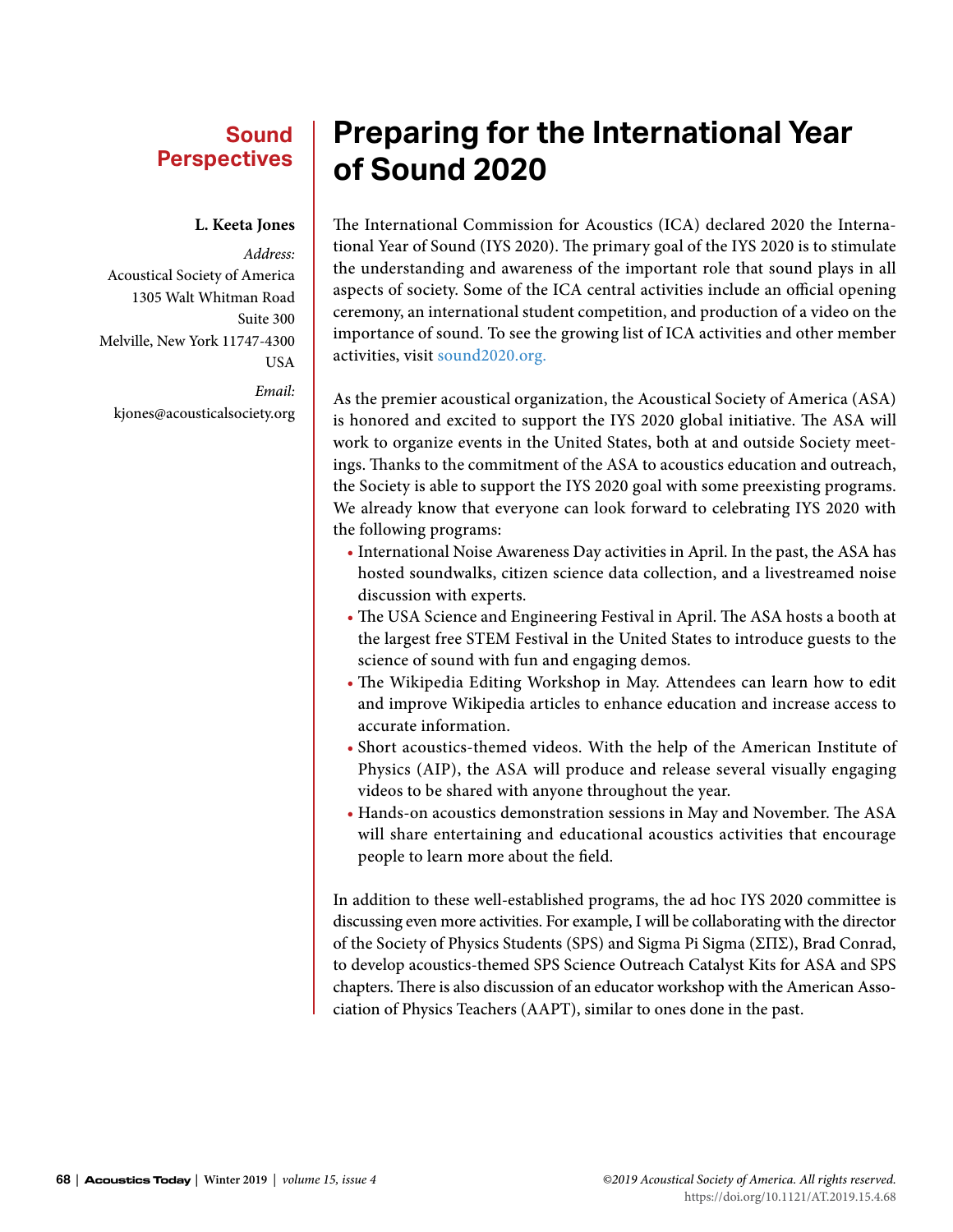Sound Perspectives

# Preparing for the International Year of Sound 2020

**L. Keeta Jones**

*Address:*
Acoustical Society of America
1305 Walt Whitman Road
Suite 300
Melville, New York 11747-4300
USA

*Email:*
kjones@acousticalsociety.org

The International Commission for Acoustics (ICA) declared 2020 the International Year of Sound (IYS 2020). The primary goal of the IYS 2020 is to stimulate the understanding and awareness of the important role that sound plays in all aspects of society. Some of the ICA central activities include an official opening ceremony, an international student competition, and production of a video on the importance of sound. To see the growing list of ICA activities and other member activities, visit sound2020.org.

As the premier acoustical organization, the Acoustical Society of America (ASA) is honored and excited to support the IYS 2020 global initiative. The ASA will work to organize events in the United States, both at and outside Society meetings. Thanks to the commitment of the ASA to acoustics education and outreach, the Society is able to support the IYS 2020 goal with some preexisting programs. We already know that everyone can look forward to celebrating IYS 2020 with the following programs:

- International Noise Awareness Day activities in April. In the past, the ASA has hosted soundwalks, citizen science data collection, and a livestreamed noise discussion with experts.
- The USA Science and Engineering Festival in April. The ASA hosts a booth at the largest free STEM Festival in the United States to introduce guests to the science of sound with fun and engaging demos.
- The Wikipedia Editing Workshop in May. Attendees can learn how to edit and improve Wikipedia articles to enhance education and increase access to accurate information.
- Short acoustics-themed videos. With the help of the American Institute of Physics (AIP), the ASA will produce and release several visually engaging videos to be shared with anyone throughout the year.
- Hands-on acoustics demonstration sessions in May and November. The ASA will share entertaining and educational acoustics activities that encourage people to learn more about the field.

In addition to these well-established programs, the ad hoc IYS 2020 committee is discussing even more activities. For example, I will be collaborating with the director of the Society of Physics Students (SPS) and Sigma Pi Sigma (ΣΠΣ), Brad Conrad, to develop acoustics-themed SPS Science Outreach Catalyst Kits for ASA and SPS chapters. There is also discussion of an educator workshop with the American Association of Physics Teachers (AAPT), similar to ones done in the past.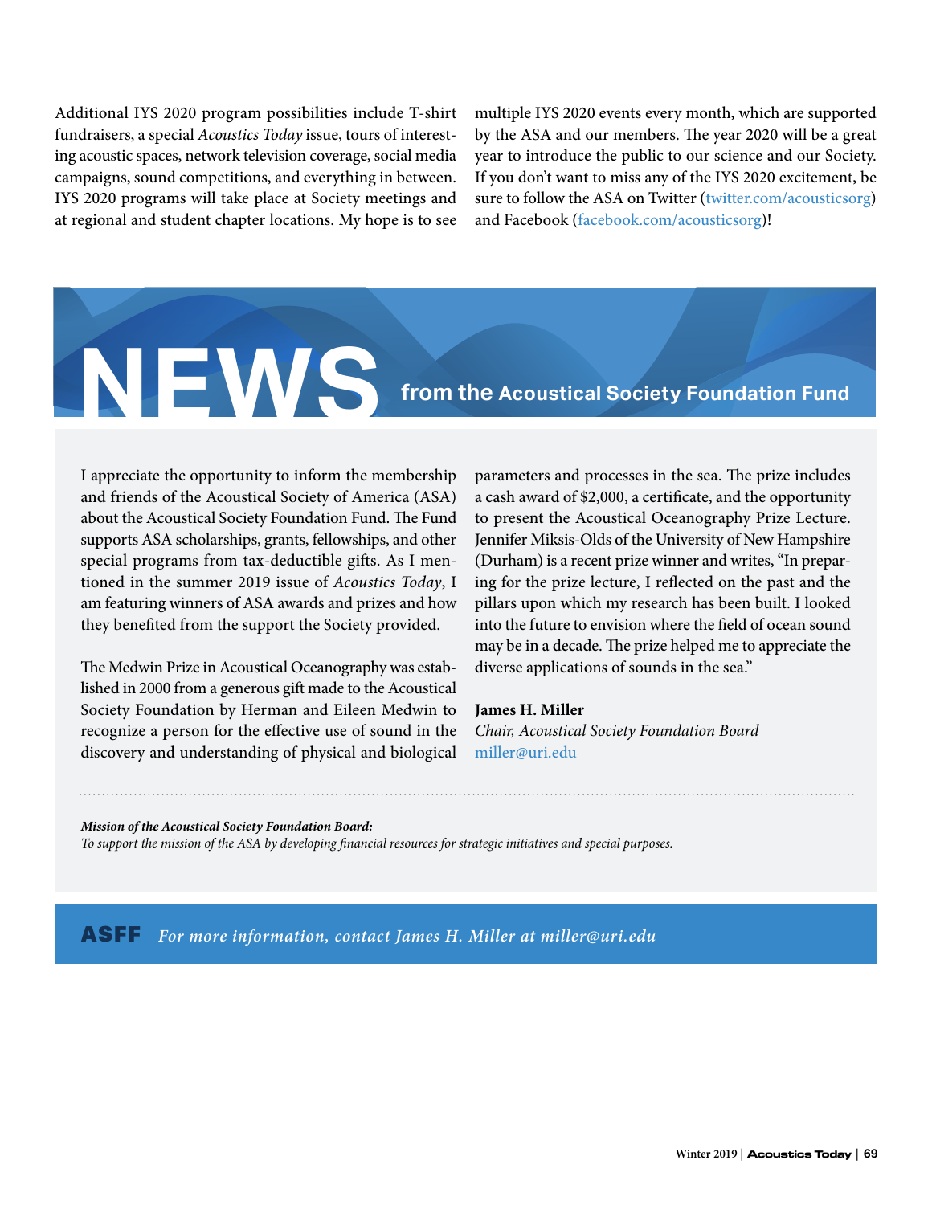Additional IYS 2020 program possibilities include T-shirt fundraisers, a special *Acoustics Today* issue, tours of interesting acoustic spaces, network television coverage, social media campaigns, sound competitions, and everything in between. IYS 2020 programs will take place at Society meetings and at regional and student chapter locations. My hope is to see multiple IYS 2020 events every month, which are supported by the ASA and our members. The year 2020 will be a great year to introduce the public to our science and our Society. If you don't want to miss any of the IYS 2020 excitement, be sure to follow the ASA on Twitter (twitter.com/acousticsorg) and Facebook (facebook.com/acousticsorg)!

# NEWS from the Acoustical Society Foundation Fund

I appreciate the opportunity to inform the membership and friends of the Acoustical Society of America (ASA) about the Acoustical Society Foundation Fund. The Fund supports ASA scholarships, grants, fellowships, and other special programs from tax-deductible gifts. As I mentioned in the summer 2019 issue of *Acoustics Today*, I am featuring winners of ASA awards and prizes and how they benefited from the support the Society provided.

The Medwin Prize in Acoustical Oceanography was established in 2000 from a generous gift made to the Acoustical Society Foundation by Herman and Eileen Medwin to recognize a person for the effective use of sound in the discovery and understanding of physical and biological parameters and processes in the sea. The prize includes a cash award of $2,000, a certificate, and the opportunity to present the Acoustical Oceanography Prize Lecture. Jennifer Miksis-Olds of the University of New Hampshire (Durham) is a recent prize winner and writes, "In preparing for the prize lecture, I reflected on the past and the pillars upon which my research has been built. I looked into the future to envision where the field of ocean sound may be in a decade. The prize helped me to appreciate the diverse applications of sounds in the sea."

**James H. Miller**
*Chair, Acoustical Society Foundation Board*
miller@uri.edu

***Mission of the Acoustical Society Foundation Board:***
*To support the mission of the ASA by developing financial resources for strategic initiatives and special purposes.*

**ASFF** *For more information, contact James H. Miller at miller@uri.edu*